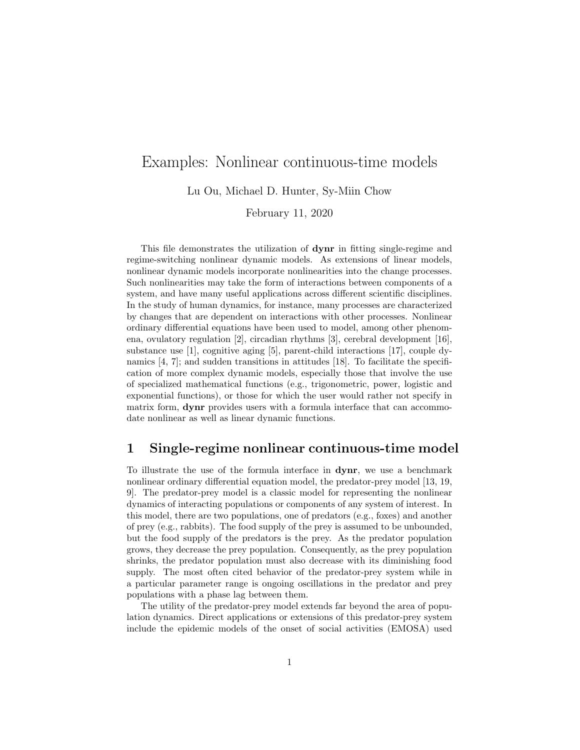# Examples: Nonlinear continuous-time models

Lu Ou, Michael D. Hunter, Sy-Miin Chow

February 11, 2020

This file demonstrates the utilization of **dynr** in fitting single-regime and regime-switching nonlinear dynamic models. As extensions of linear models, nonlinear dynamic models incorporate nonlinearities into the change processes. Such nonlinearities may take the form of interactions between components of a system, and have many useful applications across different scientific disciplines. In the study of human dynamics, for instance, many processes are characterized by changes that are dependent on interactions with other processes. Nonlinear ordinary differential equations have been used to model, among other phenomena, ovulatory regulation [2], circadian rhythms [3], cerebral development [16], substance use [1], cognitive aging [5], parent-child interactions [17], couple dynamics [4, 7]; and sudden transitions in attitudes [18]. To facilitate the specification of more complex dynamic models, especially those that involve the use of specialized mathematical functions (e.g., trigonometric, power, logistic and exponential functions), or those for which the user would rather not specify in matrix form, **dynr** provides users with a formula interface that can accommodate nonlinear as well as linear dynamic functions.

## 1 Single-regime nonlinear continuous-time model

To illustrate the use of the formula interface in **dynr**, we use a benchmark nonlinear ordinary differential equation model, the predator-prey model [13, 19, 9]. The predator-prey model is a classic model for representing the nonlinear dynamics of interacting populations or components of any system of interest. In this model, there are two populations, one of predators (e.g., foxes) and another of prey (e.g., rabbits). The food supply of the prey is assumed to be unbounded, but the food supply of the predators is the prey. As the predator population grows, they decrease the prey population. Consequently, as the prey population shrinks, the predator population must also decrease with its diminishing food supply. The most often cited behavior of the predator-prey system while in a particular parameter range is ongoing oscillations in the predator and prey populations with a phase lag between them.

The utility of the predator-prey model extends far beyond the area of population dynamics. Direct applications or extensions of this predator-prey system include the epidemic models of the onset of social activities (EMOSA) used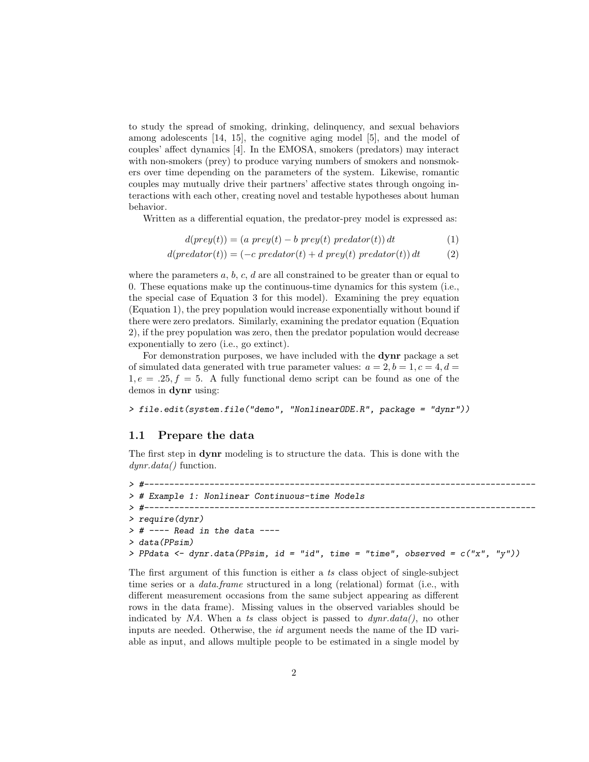to study the spread of smoking, drinking, delinquency, and sexual behaviors among adolescents [14, 15], the cognitive aging model [5], and the model of couples' affect dynamics [4]. In the EMOSA, smokers (predators) may interact with non-smokers (prey) to produce varying numbers of smokers and nonsmokers over time depending on the parameters of the system. Likewise, romantic couples may mutually drive their partners' affective states through ongoing interactions with each other, creating novel and testable hypotheses about human behavior.

Written as a differential equation, the predator-prey model is expressed as:

$$d(prey(t)) = (a\ prey(t) - b\ prey(t)\ predator(t))\,dt \tag{1}$$

$$d(predator(t)) = (-c\ predator(t) + d\ prey(t)\ predator(t))\,dt \tag{2}$$

where the parameters $a$, $b$, $c$, $d$ are all constrained to be greater than or equal to 0. These equations make up the continuous-time dynamics for this system (i.e., the special case of Equation 3 for this model). Examining the prey equation (Equation 1), the prey population would increase exponentially without bound if there were zero predators. Similarly, examining the predator equation (Equation 2), if the prey population was zero, then the predator population would decrease exponentially to zero (i.e., go extinct).

For demonstration purposes, we have included with the **dynr** package a set of simulated data generated with true parameter values: $a = 2, b = 1, c = 4, d = 1, e = .25, f = 5$. A fully functional demo script can be found as one of the demos in **dynr** using:

```
> file.edit(system.file("demo", "NonlinearODE.R", package = "dynr"))
```

## 1.1 Prepare the data

The first step in **dynr** modeling is to structure the data. This is done with the *dynr.data()* function.

```
> #------------------------------------------------------------------------------
> # Example 1: Nonlinear Continuous-time Models
> #------------------------------------------------------------------------------
> require(dynr)
> # ---- Read in the data ----
> data(PPsim)
> PPdata <- dynr.data(PPsim, id = "id", time = "time", observed = c("x", "y"))
```

The first argument of this function is either a *ts* class object of single-subject time series or a *data.frame* structured in a long (relational) format (i.e., with different measurement occasions from the same subject appearing as different rows in the data frame). Missing values in the observed variables should be indicated by *NA*. When a *ts* class object is passed to *dynr.data()*, no other inputs are needed. Otherwise, the *id* argument needs the name of the ID variable as input, and allows multiple people to be estimated in a single model by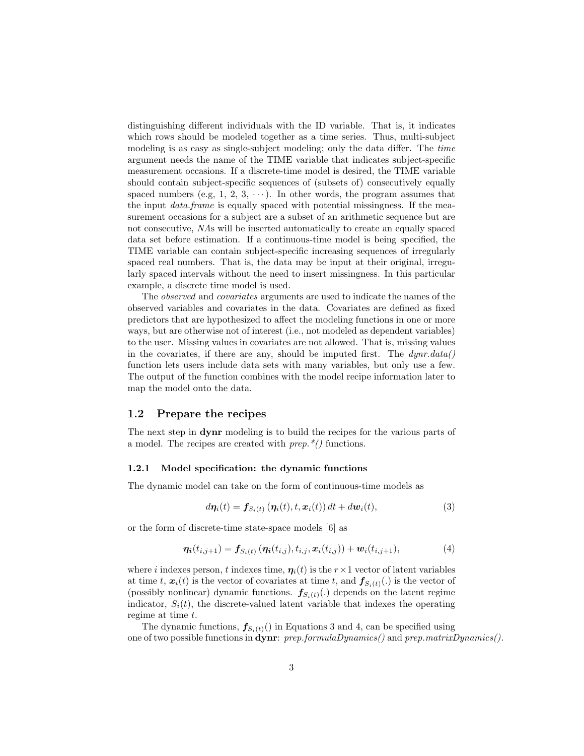distinguishing different individuals with the ID variable. That is, it indicates which rows should be modeled together as a time series. Thus, multi-subject modeling is as easy as single-subject modeling; only the data differ. The *time* argument needs the name of the TIME variable that indicates subject-specific measurement occasions. If a discrete-time model is desired, the TIME variable should contain subject-specific sequences of (subsets of) consecutively equally spaced numbers (e.g, 1, 2, 3, $\cdots$). In other words, the program assumes that the input *data.frame* is equally spaced with potential missingness. If the measurement occasions for a subject are a subset of an arithmetic sequence but are not consecutive, *NA*s will be inserted automatically to create an equally spaced data set before estimation. If a continuous-time model is being specified, the TIME variable can contain subject-specific increasing sequences of irregularly spaced real numbers. That is, the data may be input at their original, irregularly spaced intervals without the need to insert missingness. In this particular example, a discrete time model is used.

The *observed* and *covariates* arguments are used to indicate the names of the observed variables and covariates in the data. Covariates are defined as fixed predictors that are hypothesized to affect the modeling functions in one or more ways, but are otherwise not of interest (i.e., not modeled as dependent variables) to the user. Missing values in covariates are not allowed. That is, missing values in the covariates, if there are any, should be imputed first. The *dynr.data()* function lets users include data sets with many variables, but only use a few. The output of the function combines with the model recipe information later to map the model onto the data.

## 1.2 Prepare the recipes

The next step in **dynr** modeling is to build the recipes for the various parts of a model. The recipes are created with *prep.*()* functions.

### 1.2.1 Model specification: the dynamic functions

The dynamic model can take on the form of continuous-time models as

$$d\boldsymbol{\eta}_i(t) = \boldsymbol{f}_{S_i(t)}\left(\boldsymbol{\eta}_i(t), t, \boldsymbol{x}_i(t)\right) dt + d\boldsymbol{w}_i(t), \tag{3}$$

or the form of discrete-time state-space models [6] as

$$\boldsymbol{\eta_i}(t_{i,j+1}) = \boldsymbol{f}_{S_i(t)}\left(\boldsymbol{\eta_i}(t_{i,j}), t_{i,j}, \boldsymbol{x}_i(t_{i,j})\right) + \boldsymbol{w}_i(t_{i,j+1}), \tag{4}$$

where $i$ indexes person, $t$ indexes time, $\boldsymbol{\eta}_i(t)$ is the $r \times 1$ vector of latent variables at time $t$, $\boldsymbol{x}_i(t)$ is the vector of covariates at time $t$, and $\boldsymbol{f}_{S_i(t)}(.)$ is the vector of (possibly nonlinear) dynamic functions. $\boldsymbol{f}_{S_i(t)}(.)$ depends on the latent regime indicator, $S_i(t)$, the discrete-valued latent variable that indexes the operating regime at time $t$.

The dynamic functions, $\boldsymbol{f}_{S_i(t)}()$ in Equations 3 and 4, can be specified using one of two possible functions in **dynr**: *prep.formulaDynamics()* and *prep.matrixDynamics()*.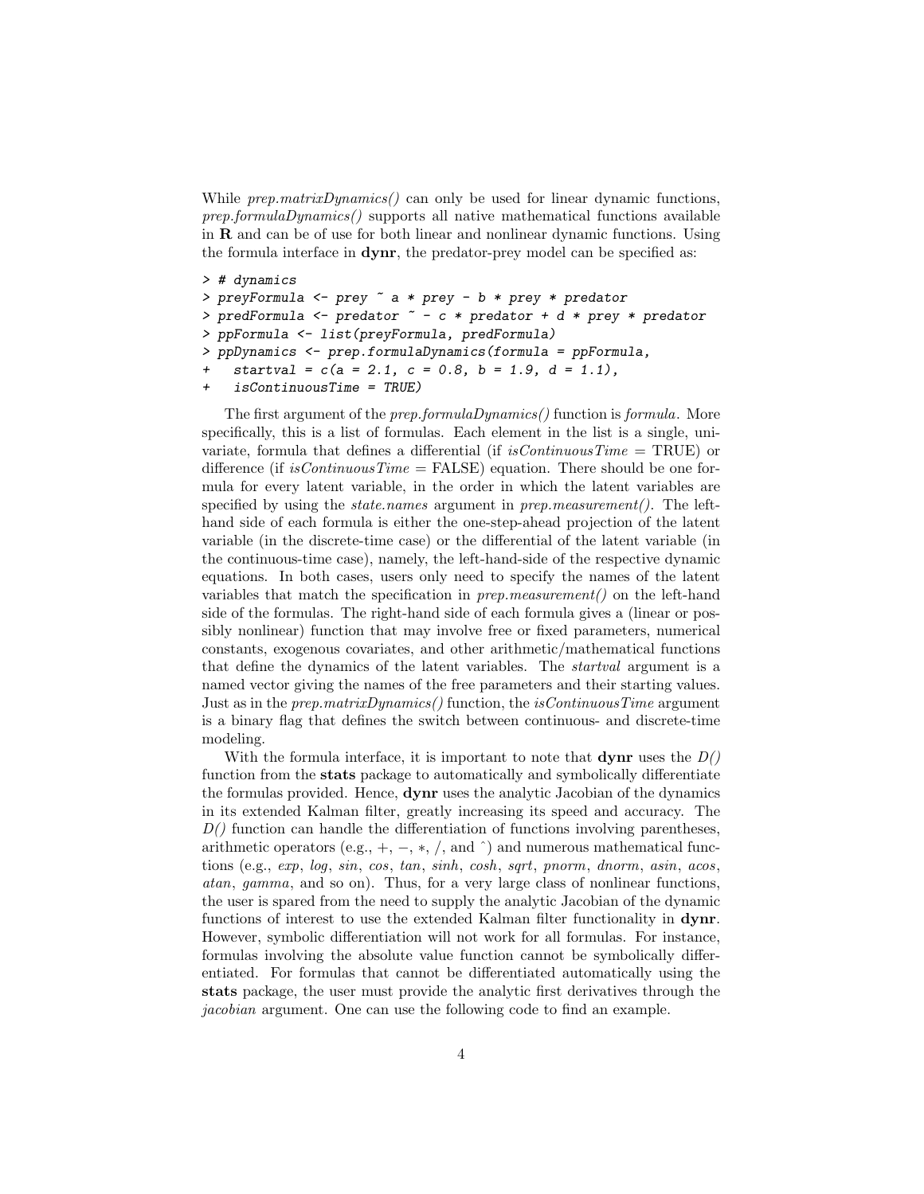While *prep.matrixDynamics()* can only be used for linear dynamic functions, *prep.formulaDynamics()* supports all native mathematical functions available in **R** and can be of use for both linear and nonlinear dynamic functions. Using the formula interface in **dynr**, the predator-prey model can be specified as:

```
> # dynamics
> preyFormula <- prey ~ a * prey - b * prey * predator
> predFormula <- predator ~ - c * predator + d * prey * predator
> ppFormula <- list(preyFormula, predFormula)
> ppDynamics <- prep.formulaDynamics(formula = ppFormula,
+   startval = c(a = 2.1, c = 0.8, b = 1.9, d = 1.1),
+   isContinuousTime = TRUE)
```

The first argument of the *prep.formulaDynamics()* function is *formula*. More specifically, this is a list of formulas. Each element in the list is a single, univariate, formula that defines a differential (if *isContinuousTime* = TRUE) or difference (if *isContinuousTime* = FALSE) equation. There should be one formula for every latent variable, in the order in which the latent variables are specified by using the *state.names* argument in *prep.measurement()*. The left-hand side of each formula is either the one-step-ahead projection of the latent variable (in the discrete-time case) or the differential of the latent variable (in the continuous-time case), namely, the left-hand-side of the respective dynamic equations. In both cases, users only need to specify the names of the latent variables that match the specification in *prep.measurement()* on the left-hand side of the formulas. The right-hand side of each formula gives a (linear or possibly nonlinear) function that may involve free or fixed parameters, numerical constants, exogenous covariates, and other arithmetic/mathematical functions that define the dynamics of the latent variables. The *startval* argument is a named vector giving the names of the free parameters and their starting values. Just as in the *prep.matrixDynamics()* function, the *isContinuousTime* argument is a binary flag that defines the switch between continuous- and discrete-time modeling.

With the formula interface, it is important to note that **dynr** uses the *D()* function from the **stats** package to automatically and symbolically differentiate the formulas provided. Hence, **dynr** uses the analytic Jacobian of the dynamics in its extended Kalman filter, greatly increasing its speed and accuracy. The *D()* function can handle the differentiation of functions involving parentheses, arithmetic operators (e.g., $+$, $-$, $*$, $/$, and ˆ) and numerous mathematical functions (e.g., *exp*, *log*, *sin*, *cos*, *tan*, *sinh*, *cosh*, *sqrt*, *pnorm*, *dnorm*, *asin*, *acos*, *atan*, *gamma*, and so on). Thus, for a very large class of nonlinear functions, the user is spared from the need to supply the analytic Jacobian of the dynamic functions of interest to use the extended Kalman filter functionality in **dynr**. However, symbolic differentiation will not work for all formulas. For instance, formulas involving the absolute value function cannot be symbolically differentiated. For formulas that cannot be differentiated automatically using the **stats** package, the user must provide the analytic first derivatives through the *jacobian* argument. One can use the following code to find an example.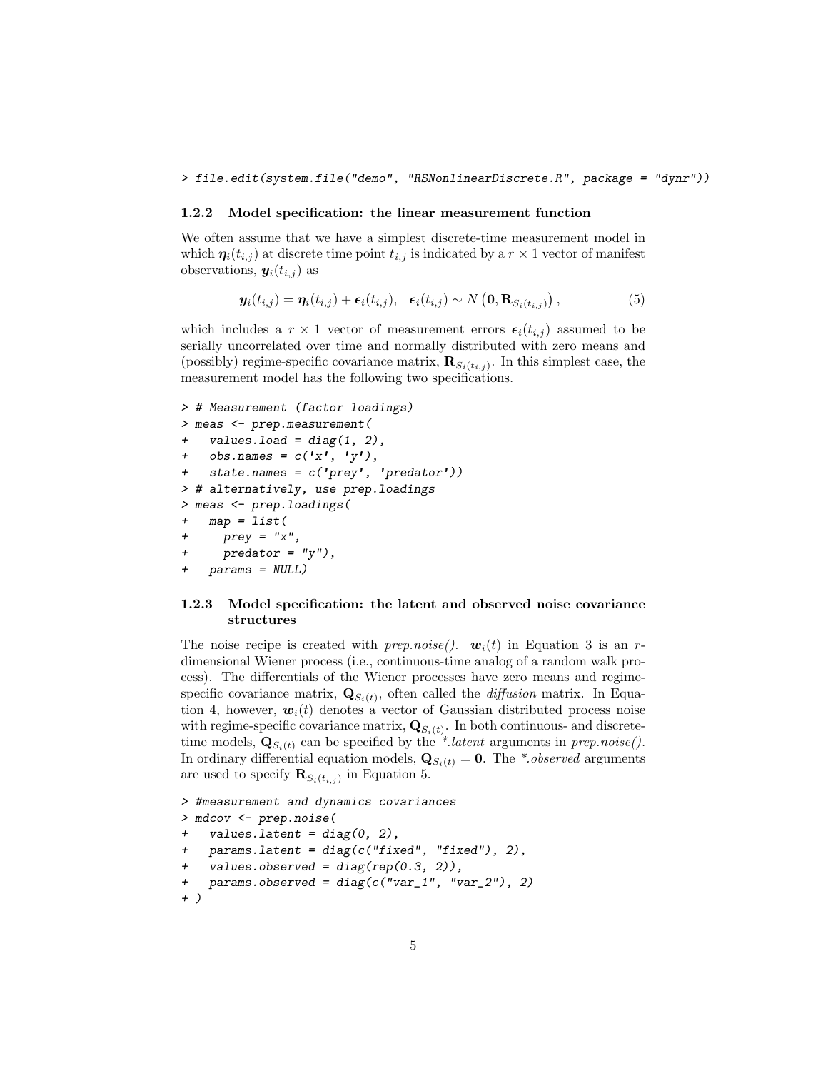```
> file.edit(system.file("demo", "RSNonlinearDiscrete.R", package = "dynr"))
```

### 1.2.2 Model specification: the linear measurement function

We often assume that we have a simplest discrete-time measurement model in which $\boldsymbol{\eta}_i(t_{i,j})$ at discrete time point $t_{i,j}$ is indicated by a $r \times 1$ vector of manifest observations, $\boldsymbol{y}_i(t_{i,j})$ as

$$\boldsymbol{y}_i(t_{i,j}) = \boldsymbol{\eta}_i(t_{i,j}) + \boldsymbol{\epsilon}_i(t_{i,j}), \quad \boldsymbol{\epsilon}_i(t_{i,j}) \sim N\left(\mathbf{0}, \mathbf{R}_{S_i(t_{i,j})}\right), \tag{5}$$

which includes a $r \times 1$ vector of measurement errors $\boldsymbol{\epsilon}_i(t_{i,j})$ assumed to be serially uncorrelated over time and normally distributed with zero means and (possibly) regime-specific covariance matrix, $\mathbf{R}_{S_i(t_{i,j})}$. In this simplest case, the measurement model has the following two specifications.

```
> # Measurement (factor loadings)
> meas <- prep.measurement(
+   values.load = diag(1, 2),
+   obs.names = c('x', 'y'),
+   state.names = c('prey', 'predator'))
> # alternatively, use prep.loadings
> meas <- prep.loadings(
+   map = list(
+     prey = "x",
+     predator = "y"),
+   params = NULL)
```

### 1.2.3 Model specification: the latent and observed noise covariance structures

The noise recipe is created with *prep.noise()*. $\boldsymbol{w}_i(t)$ in Equation 3 is an $r$-dimensional Wiener process (i.e., continuous-time analog of a random walk process). The differentials of the Wiener processes have zero means and regime-specific covariance matrix, $\mathbf{Q}_{S_i(t)}$, often called the *diffusion* matrix. In Equation 4, however, $\boldsymbol{w}_i(t)$ denotes a vector of Gaussian distributed process noise with regime-specific covariance matrix, $\mathbf{Q}_{S_i(t)}$. In both continuous- and discrete-time models, $\mathbf{Q}_{S_i(t)}$ can be specified by the *\*.latent* arguments in *prep.noise()*. In ordinary differential equation models, $\mathbf{Q}_{S_i(t)} = \mathbf{0}$. The *\*.observed* arguments are used to specify $\mathbf{R}_{S_i(t_{i,j})}$ in Equation 5.

```
> #measurement and dynamics covariances
> mdcov <- prep.noise(
+   values.latent = diag(0, 2),
+   params.latent = diag(c("fixed", "fixed"), 2),
+   values.observed = diag(rep(0.3, 2)),
+   params.observed = diag(c("var_1", "var_2"), 2)
+ )
```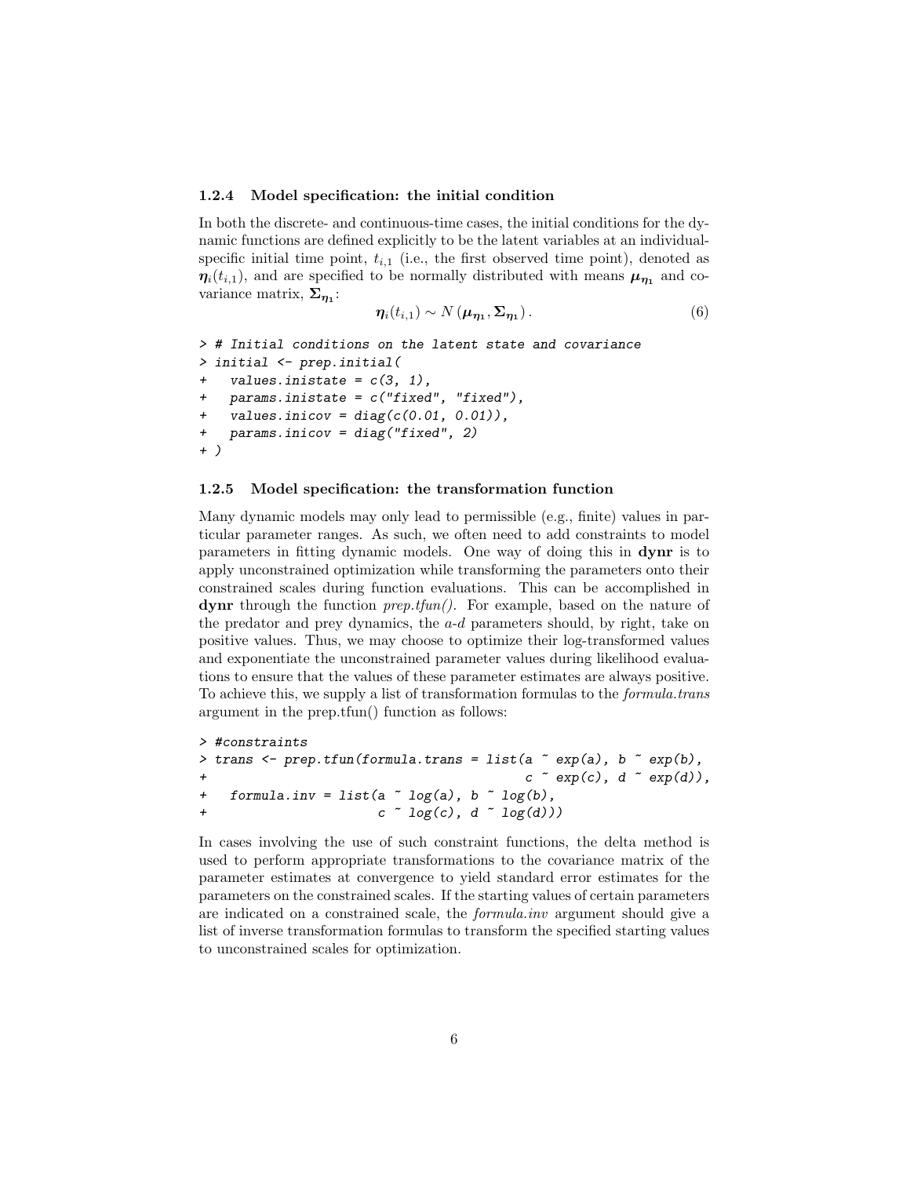### 1.2.4 Model specification: the initial condition

In both the discrete- and continuous-time cases, the initial conditions for the dynamic functions are defined explicitly to be the latent variables at an individual-specific initial time point, $t_{i,1}$ (i.e., the first observed time point), denoted as $\boldsymbol{\eta}_i(t_{i,1})$, and are specified to be normally distributed with means $\boldsymbol{\mu}_{\boldsymbol{\eta}_1}$ and covariance matrix, $\boldsymbol{\Sigma}_{\boldsymbol{\eta}_1}$:

$$\boldsymbol{\eta}_i(t_{i,1}) \sim N\left(\boldsymbol{\mu}_{\boldsymbol{\eta}_1}, \boldsymbol{\Sigma}_{\boldsymbol{\eta}_1}\right). \tag{6}$$

```
> # Initial conditions on the latent state and covariance
> initial <- prep.initial(
+   values.inistate = c(3, 1),
+   params.inistate = c("fixed", "fixed"),
+   values.inicov = diag(c(0.01, 0.01)),
+   params.inicov = diag("fixed", 2)
+ )
```

### 1.2.5 Model specification: the transformation function

Many dynamic models may only lead to permissible (e.g., finite) values in particular parameter ranges. As such, we often need to add constraints to model parameters in fitting dynamic models. One way of doing this in **dynr** is to apply unconstrained optimization while transforming the parameters onto their constrained scales during function evaluations. This can be accomplished in **dynr** through the function *prep.tfun()*. For example, based on the nature of the predator and prey dynamics, the *a*-*d* parameters should, by right, take on positive values. Thus, we may choose to optimize their log-transformed values and exponentiate the unconstrained parameter values during likelihood evaluations to ensure that the values of these parameter estimates are always positive. To achieve this, we supply a list of transformation formulas to the *formula.trans* argument in the prep.tfun() function as follows:

```
> #constraints
> trans <- prep.tfun(formula.trans = list(a ~ exp(a), b ~ exp(b),
+                                          c ~ exp(c), d ~ exp(d)),
+   formula.inv = list(a ~ log(a), b ~ log(b),
+                      c ~ log(c), d ~ log(d)))
```

In cases involving the use of such constraint functions, the delta method is used to perform appropriate transformations to the covariance matrix of the parameter estimates at convergence to yield standard error estimates for the parameters on the constrained scales. If the starting values of certain parameters are indicated on a constrained scale, the *formula.inv* argument should give a list of inverse transformation formulas to transform the specified starting values to unconstrained scales for optimization.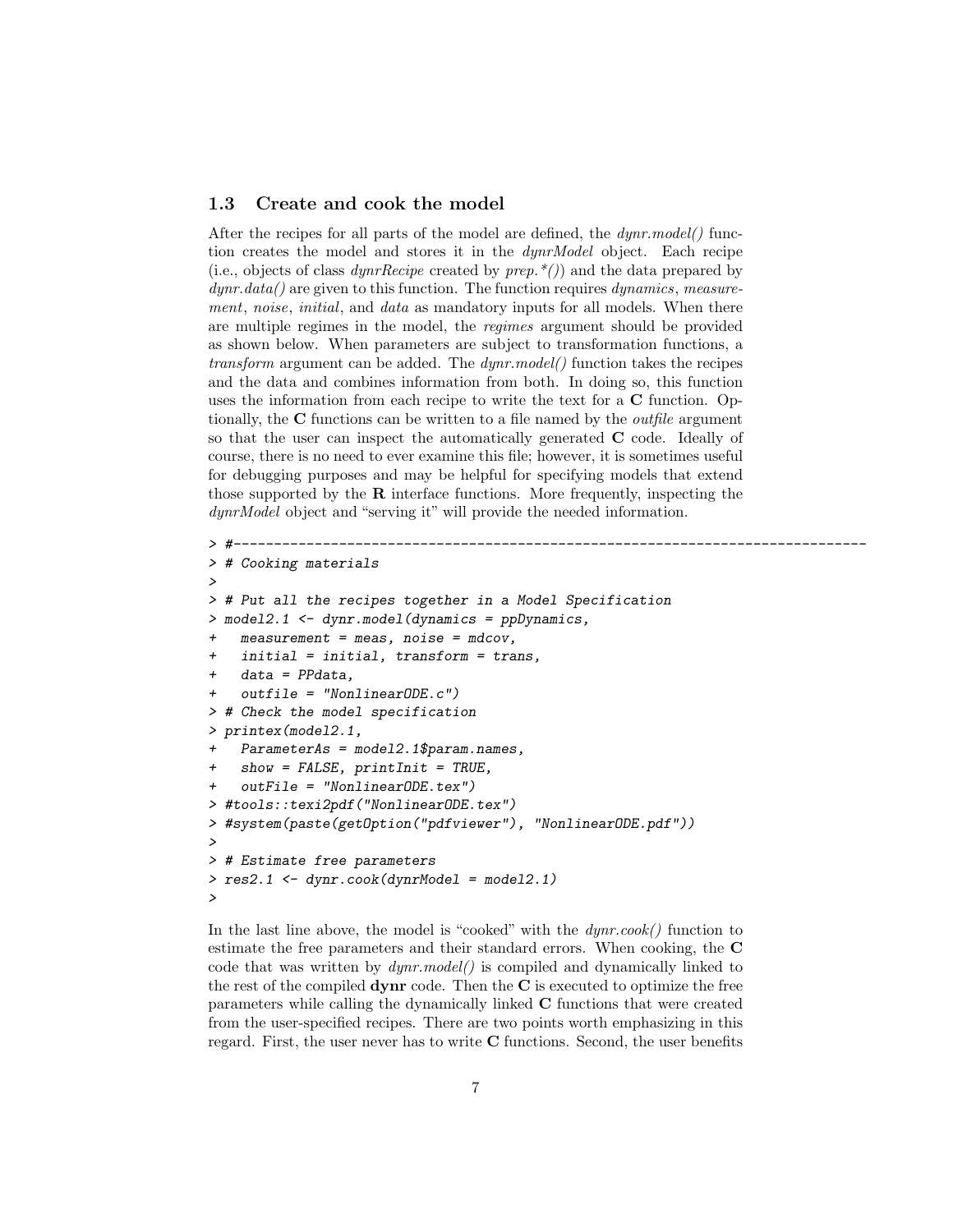### 1.3 Create and cook the model

After the recipes for all parts of the model are defined, the *dynr.model()* function creates the model and stores it in the *dynrModel* object. Each recipe (i.e., objects of class *dynrRecipe* created by *prep.*()*) and the data prepared by *dynr.data()* are given to this function. The function requires *dynamics*, *measurement*, *noise*, *initial*, and *data* as mandatory inputs for all models. When there are multiple regimes in the model, the *regimes* argument should be provided as shown below. When parameters are subject to transformation functions, a *transform* argument can be added. The *dynr.model()* function takes the recipes and the data and combines information from both. In doing so, this function uses the information from each recipe to write the text for a **C** function. Optionally, the **C** functions can be written to a file named by the *outfile* argument so that the user can inspect the automatically generated **C** code. Ideally of course, there is no need to ever examine this file; however, it is sometimes useful for debugging purposes and may be helpful for specifying models that extend those supported by the **R** interface functions. More frequently, inspecting the *dynrModel* object and "serving it" will provide the needed information.

```
> #------------------------------------------------------------------------------
> # Cooking materials
>
> # Put all the recipes together in a Model Specification
> model2.1 <- dynr.model(dynamics = ppDynamics,
+   measurement = meas, noise = mdcov,
+   initial = initial, transform = trans,
+   data = PPdata,
+   outfile = "NonlinearODE.c")
> # Check the model specification
> printex(model2.1,
+   ParameterAs = model2.1$param.names,
+   show = FALSE, printInit = TRUE,
+   outFile = "NonlinearODE.tex")
> #tools::texi2pdf("NonlinearODE.tex")
> #system(paste(getOption("pdfviewer"), "NonlinearODE.pdf"))
>
> # Estimate free parameters
> res2.1 <- dynr.cook(dynrModel = model2.1)
>
```

In the last line above, the model is "cooked" with the *dynr.cook()* function to estimate the free parameters and their standard errors. When cooking, the **C** code that was written by *dynr.model()* is compiled and dynamically linked to the rest of the compiled **dynr** code. Then the **C** is executed to optimize the free parameters while calling the dynamically linked **C** functions that were created from the user-specified recipes. There are two points worth emphasizing in this regard. First, the user never has to write **C** functions. Second, the user benefits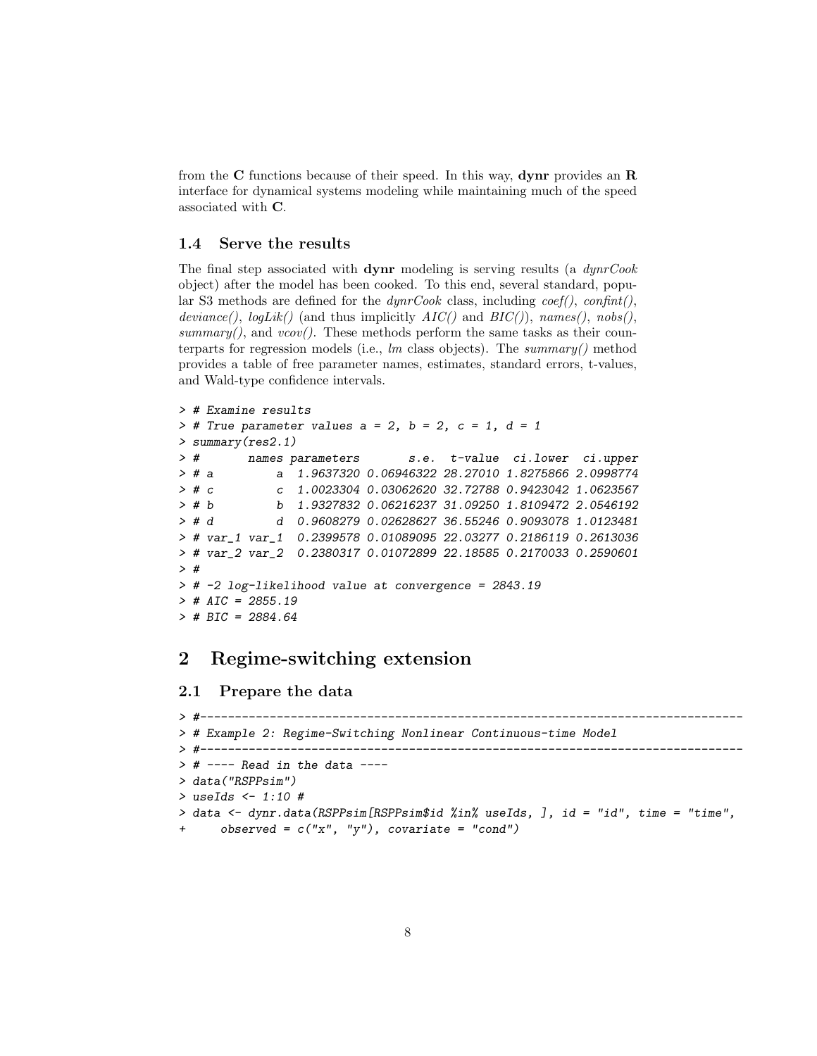from the **C** functions because of their speed. In this way, **dynr** provides an **R** interface for dynamical systems modeling while maintaining much of the speed associated with **C**.

### 1.4 Serve the results

The final step associated with **dynr** modeling is serving results (a *dynrCook* object) after the model has been cooked. To this end, several standard, popular S3 methods are defined for the *dynrCook* class, including *coef()*, *confint()*, *deviance()*, *logLik()* (and thus implicitly *AIC()* and *BIC()*), *names()*, *nobs()*, *summary()*, and *vcov()*. These methods perform the same tasks as their counterparts for regression models (i.e., *lm* class objects). The *summary()* method provides a table of free parameter names, estimates, standard errors, t-values, and Wald-type confidence intervals.

```
> # Examine results
> # True parameter values a = 2, b = 2, c = 1, d = 1
> summary(res2.1)
> #       names parameters       s.e.  t-value  ci.lower  ci.upper
> # a         a  1.9637320 0.06946322 28.27010 1.8275866 2.0998774
> # c         c  1.0023304 0.03062620 32.72788 0.9423042 1.0623567
> # b         b  1.9327832 0.06216237 31.09250 1.8109472 2.0546192
> # d         d  0.9608279 0.02628627 36.55246 0.9093078 1.0123481
> # var_1 var_1  0.2399578 0.01089095 22.03277 0.2186119 0.2613036
> # var_2 var_2  0.2380317 0.01072899 22.18585 0.2170033 0.2590601
> #
> # -2 log-likelihood value at convergence = 2843.19
> # AIC = 2855.19
> # BIC = 2884.64
```

## 2 Regime-switching extension

### 2.1 Prepare the data

```
> #------------------------------------------------------------------------------
> # Example 2: Regime-Switching Nonlinear Continuous-time Model
> #------------------------------------------------------------------------------
> # ---- Read in the data ----
> data("RSPPsim")
> useIds <- 1:10 #
> data <- dynr.data(RSPPsim[RSPPsim$id %in% useIds, ], id = "id", time = "time",
+     observed = c("x", "y"), covariate = "cond")
```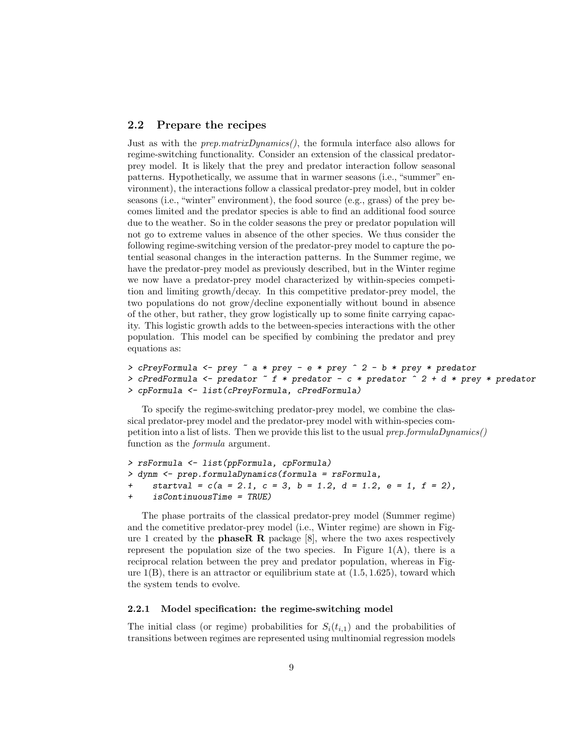## 2.2 Prepare the recipes

Just as with the *prep.matrixDynamics()*, the formula interface also allows for regime-switching functionality. Consider an extension of the classical predator-prey model. It is likely that the prey and predator interaction follow seasonal patterns. Hypothetically, we assume that in warmer seasons (i.e., "summer" environment), the interactions follow a classical predator-prey model, but in colder seasons (i.e., "winter" environment), the food source (e.g., grass) of the prey becomes limited and the predator species is able to find an additional food source due to the weather. So in the colder seasons the prey or predator population will not go to extreme values in absence of the other species. We thus consider the following regime-switching version of the predator-prey model to capture the potential seasonal changes in the interaction patterns. In the Summer regime, we have the predator-prey model as previously described, but in the Winter regime we now have a predator-prey model characterized by within-species competition and limiting growth/decay. In this competitive predator-prey model, the two populations do not grow/decline exponentially without bound in absence of the other, but rather, they grow logistically up to some finite carrying capacity. This logistic growth adds to the between-species interactions with the other population. This model can be specified by combining the predator and prey equations as:

```
> cPreyFormula <- prey ~ a * prey - e * prey ^ 2 - b * prey * predator
> cPredFormula <- predator ~ f * predator - c * predator ^ 2 + d * prey * predator
> cpFormula <- list(cPreyFormula, cPredFormula)
```

To specify the regime-switching predator-prey model, we combine the classical predator-prey model and the predator-prey model with within-species competition into a list of lists. Then we provide this list to the usual *prep.formulaDynamics()* function as the *formula* argument.

```
> rsFormula <- list(ppFormula, cpFormula)
> dynm <- prep.formulaDynamics(formula = rsFormula,
+     startval = c(a = 2.1, c = 3, b = 1.2, d = 1.2, e = 1, f = 2),
+     isContinuousTime = TRUE)
```

The phase portraits of the classical predator-prey model (Summer regime) and the cometitive predator-prey model (i.e., Winter regime) are shown in Figure 1 created by the **phaseR R** package [8], where the two axes respectively represent the population size of the two species. In Figure 1(A), there is a reciprocal relation between the prey and predator population, whereas in Figure 1(B), there is an attractor or equilibrium state at (1.5, 1.625), toward which the system tends to evolve.

### 2.2.1 Model specification: the regime-switching model

The initial class (or regime) probabilities for $S_i(t_{i,1})$ and the probabilities of transitions between regimes are represented using multinomial regression models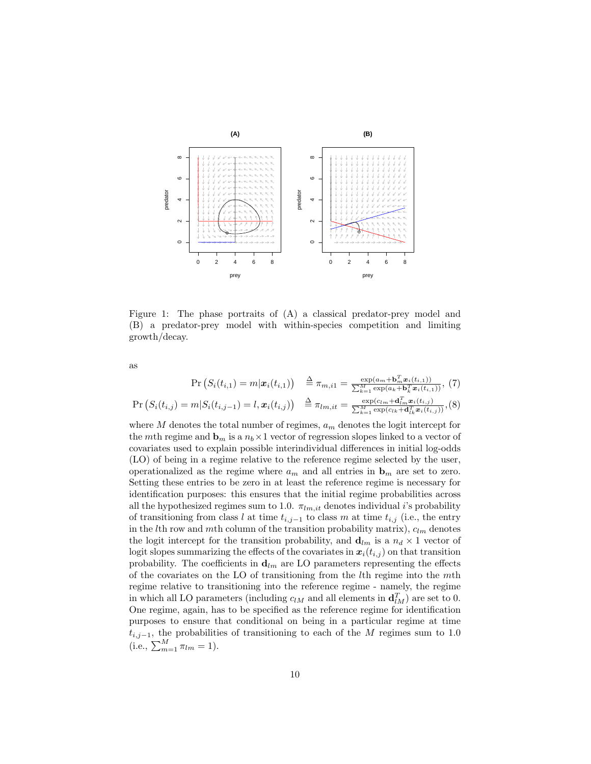Figure 1: The phase portraits of (A) a classical predator-prey model and (B) a predator-prey model with within-species competition and limiting growth/decay.

as

$$\Pr\left(S_i(t_{i,1}) = m | \boldsymbol{x}_i(t_{i,1})\right) \triangleq \pi_{m,i1} = \frac{\exp(a_m + \mathbf{b}_m^T \boldsymbol{x}_i(t_{i,1}))}{\sum_{k=1}^{M} \exp(a_k + \mathbf{b}_k^T \boldsymbol{x}_i(t_{i,1}))}, \quad (7)$$

$$\Pr\left(S_i(t_{i,j}) = m | S_i(t_{i,j-1}) = l, \boldsymbol{x}_i(t_{i,j})\right) \triangleq \pi_{lm,it} = \frac{\exp(c_{lm} + \mathbf{d}_{lm}^T \boldsymbol{x}_i(t_{i,j}))}{\sum_{k=1}^{M} \exp(c_{lk} + \mathbf{d}_{lk}^T \boldsymbol{x}_i(t_{i,j}))}, \quad (8)$$

where $M$ denotes the total number of regimes, $a_m$ denotes the logit intercept for the $m$th regime and $\mathbf{b}_m$ is a $n_b \times 1$ vector of regression slopes linked to a vector of covariates used to explain possible interindividual differences in initial log-odds (LO) of being in a regime relative to the reference regime selected by the user, operationalized as the regime where $a_m$ and all entries in $\mathbf{b}_m$ are set to zero. Setting these entries to be zero in at least the reference regime is necessary for identification purposes: this ensures that the initial regime probabilities across all the hypothesized regimes sum to 1.0. $\pi_{lm,it}$ denotes individual $i$'s probability of transitioning from class $l$ at time $t_{i,j-1}$ to class $m$ at time $t_{i,j}$ (i.e., the entry in the $l$th row and $m$th column of the transition probability matrix), $c_{lm}$ denotes the logit intercept for the transition probability, and $\mathbf{d}_{lm}$ is a $n_d \times 1$ vector of logit slopes summarizing the effects of the covariates in $\boldsymbol{x}_i(t_{i,j})$ on that transition probability. The coefficients in $\mathbf{d}_{lm}$ are LO parameters representing the effects of the covariates on the LO of transitioning from the $l$th regime into the $m$th regime relative to transitioning into the reference regime - namely, the regime in which all LO parameters (including $c_{lM}$ and all elements in $\mathbf{d}_{lM}^T$) are set to 0. One regime, again, has to be specified as the reference regime for identification purposes to ensure that conditional on being in a particular regime at time $t_{i,j-1}$, the probabilities of transitioning to each of the $M$ regimes sum to 1.0 (i.e., $\sum_{m=1}^{M} \pi_{lm} = 1$).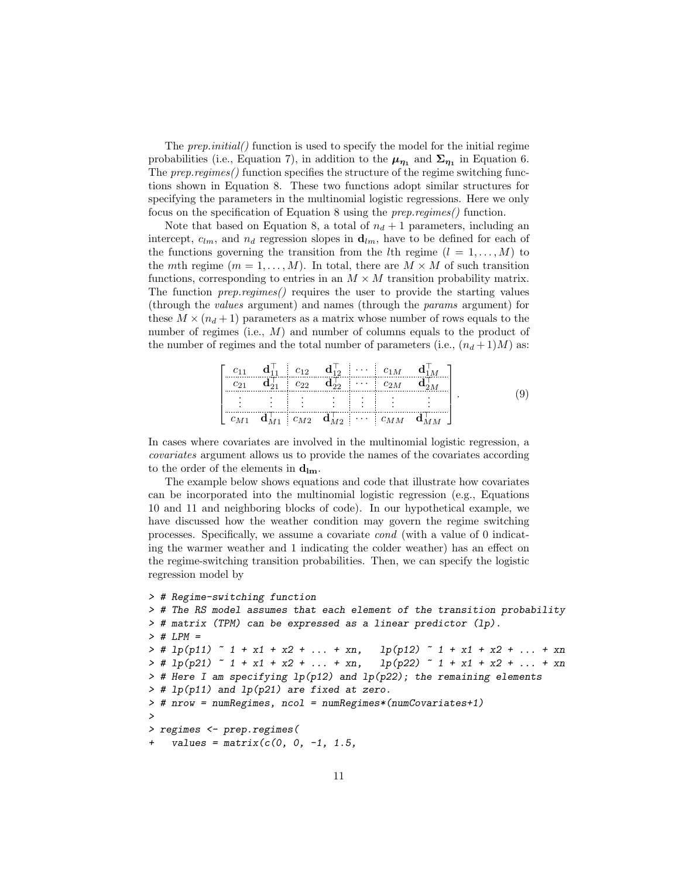The *prep.initial()* function is used to specify the model for the initial regime probabilities (i.e., Equation 7), in addition to the $\boldsymbol{\mu}_{\boldsymbol{\eta}_1}$ and $\boldsymbol{\Sigma}_{\boldsymbol{\eta}_1}$ in Equation 6. The *prep.regimes()* function specifies the structure of the regime switching functions shown in Equation 8. These two functions adopt similar structures for specifying the parameters in the multinomial logistic regressions. Here we only focus on the specification of Equation 8 using the *prep.regimes()* function.

Note that based on Equation 8, a total of $n_d + 1$ parameters, including an intercept, $c_{lm}$, and $n_d$ regression slopes in $\mathbf{d}_{lm}$, have to be defined for each of the functions governing the transition from the $l$th regime ($l = 1, \ldots, M$) to the $m$th regime ($m = 1, \ldots, M$). In total, there are $M \times M$ of such transition functions, corresponding to entries in an $M \times M$ transition probability matrix. The function *prep.regimes()* requires the user to provide the starting values (through the *values* argument) and names (through the *params* argument) for these $M \times (n_d + 1)$ parameters as a matrix whose number of rows equals to the number of regimes (i.e., $M$) and number of columns equals to the product of the number of regimes and the total number of parameters (i.e., $(n_d + 1)M$) as:

$$
\left[\begin{array}{cc:cc:c:cc}
c_{11} & \mathbf{d}_{11}^\top & c_{12} & \mathbf{d}_{12}^\top & \cdots & c_{1M} & \mathbf{d}_{1M}^\top \\
c_{21} & \mathbf{d}_{21}^\top & c_{22} & \mathbf{d}_{22}^\top & \cdots & c_{2M} & \mathbf{d}_{2M}^\top \\
\vdots & \vdots & \vdots & \vdots & \vdots & \vdots & \vdots \\
c_{M1} & \mathbf{d}_{M1}^\top & c_{M2} & \mathbf{d}_{M2}^\top & \cdots & c_{MM} & \mathbf{d}_{MM}^\top
\end{array}\right]. \tag{9}
$$

In cases where covariates are involved in the multinomial logistic regression, a *covariates* argument allows us to provide the names of the covariates according to the order of the elements in $\mathbf{d_{lm}}$.

The example below shows equations and code that illustrate how covariates can be incorporated into the multinomial logistic regression (e.g., Equations 10 and 11 and neighboring blocks of code). In our hypothetical example, we have discussed how the weather condition may govern the regime switching processes. Specifically, we assume a covariate *cond* (with a value of 0 indicating the warmer weather and 1 indicating the colder weather) has an effect on the regime-switching transition probabilities. Then, we can specify the logistic regression model by

```
> # Regime-switching function
> # The RS model assumes that each element of the transition probability
> # matrix (TPM) can be expressed as a linear predictor (lp).
> # LPM =
> # lp(p11) ~ 1 + x1 + x2 + ... + xn,   lp(p12) ~ 1 + x1 + x2 + ... + xn
> # lp(p21) ~ 1 + x1 + x2 + ... + xn,   lp(p22) ~ 1 + x1 + x2 + ... + xn
> # Here I am specifying lp(p12) and lp(p22); the remaining elements
> # lp(p11) and lp(p21) are fixed at zero.
> # nrow = numRegimes, ncol = numRegimes*(numCovariates+1)
>
> regimes <- prep.regimes(
+   values = matrix(c(0, 0, -1, 1.5,
```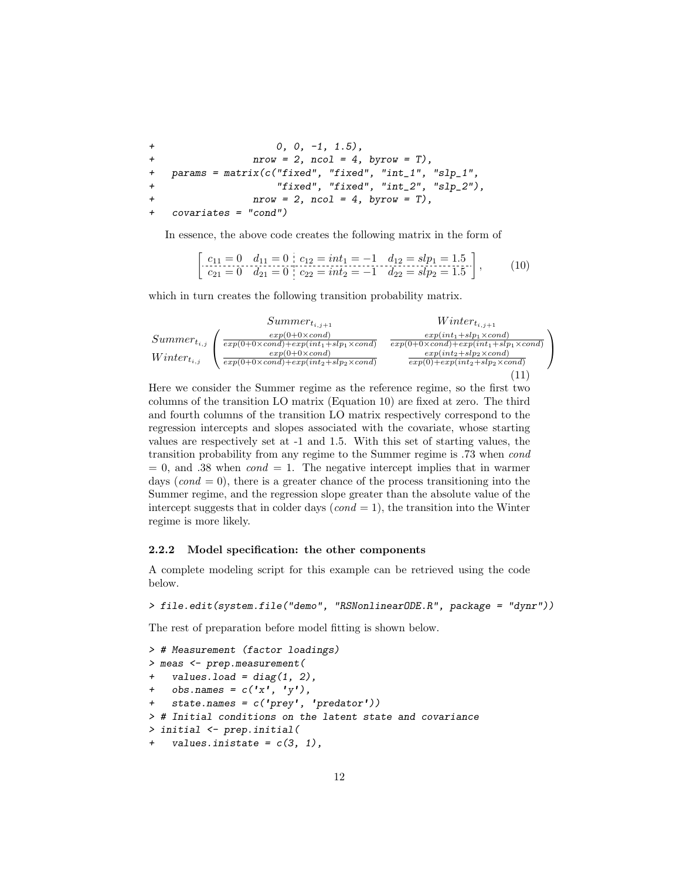```
+                      0, 0, -1, 1.5),
+                  nrow = 2, ncol = 4, byrow = T),
+   params = matrix(c("fixed", "fixed", "int_1", "slp_1",
+                      "fixed", "fixed", "int_2", "slp_2"),
+                  nrow = 2, ncol = 4, byrow = T),
+   covariates = "cond")
```

In essence, the above code creates the following matrix in the form of

$$\left[\begin{array}{cc:cc} c_{11} = 0 & d_{11} = 0 & c_{12} = int_1 = -1 & d_{12} = slp_1 = 1.5 \\ \hdashline c_{21} = 0 & d_{21} = 0 & c_{22} = int_2 = -1 & d_{22} = slp_2 = 1.5 \end{array}\right], \quad (10)$$

which in turn creates the following transition probability matrix.

$$\begin{array}{c} \\ Summer_{t_{i,j}} \\ Winter_{t_{i,j}} \end{array} \begin{array}{c} \begin{array}{cc} \quad Summer_{t_{i,j+1}} & \quad\quad Winter_{t_{i,j+1}} \end{array} \\ \left( \begin{array}{cc} \frac{exp(0+0\times cond)}{exp(0+0\times cond)+exp(int_1+slp_1\times cond)} & \frac{exp(int_1+slp_1\times cond)}{exp(0+0\times cond)+exp(int_1+slp_1\times cond)} \\ \frac{exp(0+0\times cond)}{exp(0+0\times cond)+exp(int_2+slp_2\times cond)} & \frac{exp(int_2+slp_2\times cond)}{exp(0)+exp(int_2+slp_2\times cond)} \end{array} \right) \end{array} \quad (11)$$

Here we consider the Summer regime as the reference regime, so the first two columns of the transition LO matrix (Equation 10) are fixed at zero. The third and fourth columns of the transition LO matrix respectively correspond to the regression intercepts and slopes associated with the covariate, whose starting values are respectively set at -1 and 1.5. With this set of starting values, the transition probability from any regime to the Summer regime is .73 when *cond* = 0, and .38 when *cond* = 1. The negative intercept implies that in warmer days (*cond* = 0), there is a greater chance of the process transitioning into the Summer regime, and the regression slope greater than the absolute value of the intercept suggests that in colder days (*cond* = 1), the transition into the Winter regime is more likely.

### 2.2.2 Model specification: the other components

A complete modeling script for this example can be retrieved using the code below.

```
> file.edit(system.file("demo", "RSNonlinearODE.R", package = "dynr"))
```

The rest of preparation before model fitting is shown below.

```
> # Measurement (factor loadings)
> meas <- prep.measurement(
+   values.load = diag(1, 2),
+   obs.names = c('x', 'y'),
+   state.names = c('prey', 'predator'))
> # Initial conditions on the latent state and covariance
> initial <- prep.initial(
+   values.inistate = c(3, 1),
```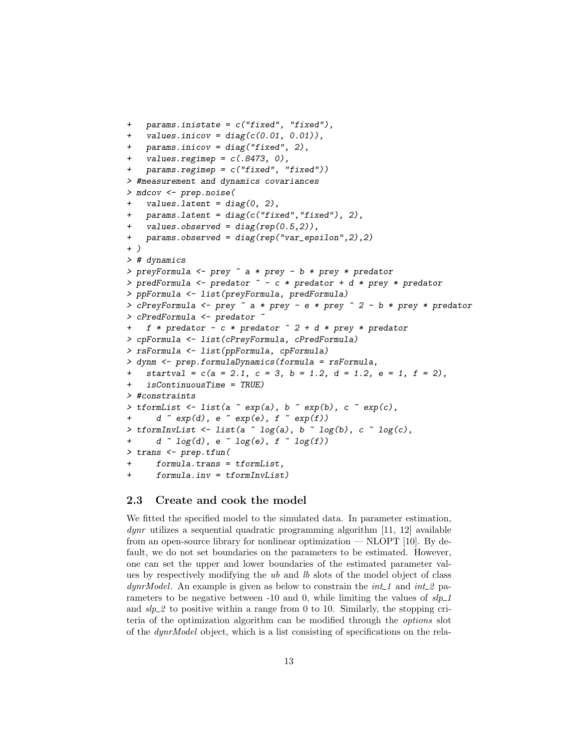```
+   params.inistate = c("fixed", "fixed"),
+   values.inicov = diag(c(0.01, 0.01)),
+   params.inicov = diag("fixed", 2),
+   values.regimep = c(.8473, 0),
+   params.regimep = c("fixed", "fixed"))
> #measurement and dynamics covariances
> mdcov <- prep.noise(
+   values.latent = diag(0, 2),
+   params.latent = diag(c("fixed","fixed"), 2),
+   values.observed = diag(rep(0.5,2)),
+   params.observed = diag(rep("var_epsilon",2),2)
+ )
> # dynamics
> preyFormula <- prey ~ a * prey - b * prey * predator
> predFormula <- predator ~ - c * predator + d * prey * predator
> ppFormula <- list(preyFormula, predFormula)
> cPreyFormula <- prey ~ a * prey - e * prey ^ 2 - b * prey * predator
> cPredFormula <- predator ~
+   f * predator - c * predator ^ 2 + d * prey * predator
> cpFormula <- list(cPreyFormula, cPredFormula)
> rsFormula <- list(ppFormula, cpFormula)
> dynm <- prep.formulaDynamics(formula = rsFormula,
+   startval = c(a = 2.1, c = 3, b = 1.2, d = 1.2, e = 1, f = 2),
+   isContinuousTime = TRUE)
> #constraints
> tformList <- list(a ~ exp(a), b ~ exp(b), c ~ exp(c),
+     d ~ exp(d), e ~ exp(e), f ~ exp(f))
> tformInvList <- list(a ~ log(a), b ~ log(b), c ~ log(c),
+     d ~ log(d), e ~ log(e), f ~ log(f))
> trans <- prep.tfun(
+     formula.trans = tformList,
+     formula.inv = tformInvList)
```

## 2.3 Create and cook the model

We fitted the specified model to the simulated data. In parameter estimation, *dynr* utilizes a sequential quadratic programming algorithm [11, 12] available from an open-source library for nonlinear optimization — NLOPT [10]. By default, we do not set boundaries on the parameters to be estimated. However, one can set the upper and lower boundaries of the estimated parameter values by respectively modifying the *ub* and *lb* slots of the model object of class *dynrModel*. An example is given as below to constrain the *int_1* and *int_2* parameters to be negative between -10 and 0, while limiting the values of *slp_1* and *slp_2* to positive within a range from 0 to 10. Similarly, the stopping criteria of the optimization algorithm can be modified through the *options* slot of the *dynrModel* object, which is a list consisting of specifications on the rela-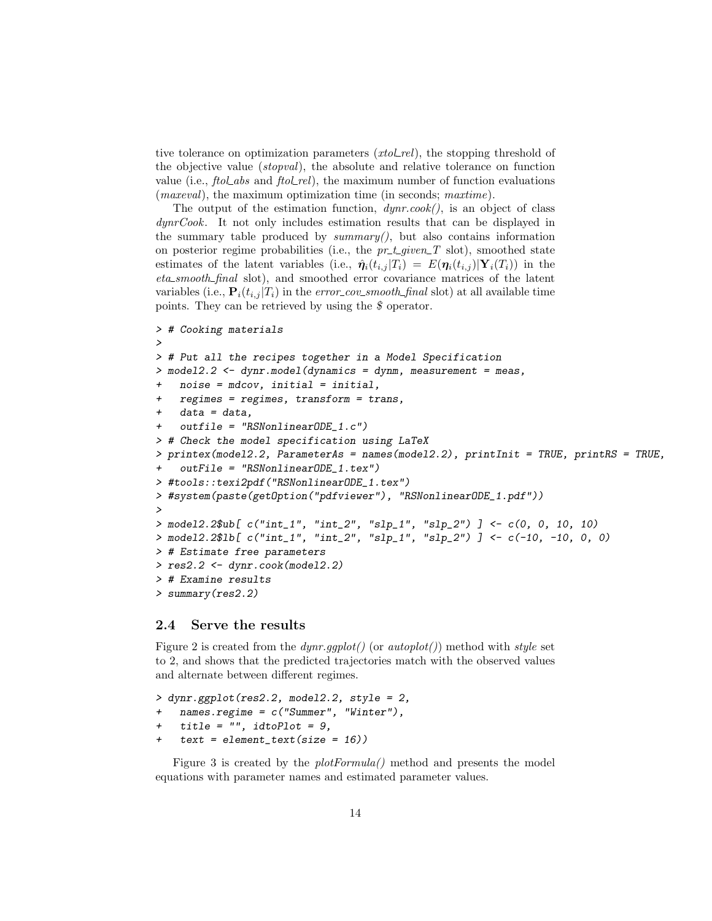tive tolerance on optimization parameters (*xtol_rel*), the stopping threshold of the objective value (*stopval*), the absolute and relative tolerance on function value (i.e., *ftol_abs* and *ftol_rel*), the maximum number of function evaluations (*maxeval*), the maximum optimization time (in seconds; *maxtime*).

The output of the estimation function, *dynr.cook()*, is an object of class *dynrCook*. It not only includes estimation results that can be displayed in the summary table produced by *summary()*, but also contains information on posterior regime probabilities (i.e., the *pr_t_given_T* slot), smoothed state estimates of the latent variables (i.e., $\hat{\boldsymbol{\eta}}_i(t_{i,j}|T_i) = E(\boldsymbol{\eta}_i(t_{i,j})|\mathbf{Y}_i(T_i))$ in the *eta_smooth_final* slot), and smoothed error covariance matrices of the latent variables (i.e., $\mathbf{P}_i(t_{i,j}|T_i)$ in the *error_cov_smooth_final* slot) at all available time points. They can be retrieved by using the *$* operator.

```
> # Cooking materials
>
> # Put all the recipes together in a Model Specification
> model2.2 <- dynr.model(dynamics = dynm, measurement = meas,
+   noise = mdcov, initial = initial,
+   regimes = regimes, transform = trans,
+   data = data,
+   outfile = "RSNonlinearODE_1.c")
> # Check the model specification using LaTeX
> printex(model2.2, ParameterAs = names(model2.2), printInit = TRUE, printRS = TRUE,
+   outFile = "RSNonlinearODE_1.tex")
> #tools::texi2pdf("RSNonlinearODE_1.tex")
> #system(paste(getOption("pdfviewer"), "RSNonlinearODE_1.pdf"))
>
> model2.2$ub[ c("int_1", "int_2", "slp_1", "slp_2") ] <- c(0, 0, 10, 10)
> model2.2$lb[ c("int_1", "int_2", "slp_1", "slp_2") ] <- c(-10, -10, 0, 0)
> # Estimate free parameters
> res2.2 <- dynr.cook(model2.2)
> # Examine results
> summary(res2.2)
```

## 2.4 Serve the results

Figure 2 is created from the *dynr.ggplot()* (or *autoplot()*) method with *style* set to 2, and shows that the predicted trajectories match with the observed values and alternate between different regimes.

```
> dynr.ggplot(res2.2, model2.2, style = 2,
+   names.regime = c("Summer", "Winter"),
+   title = "", idtoPlot = 9,
+   text = element_text(size = 16))
```

Figure 3 is created by the *plotFormula()* method and presents the model equations with parameter names and estimated parameter values.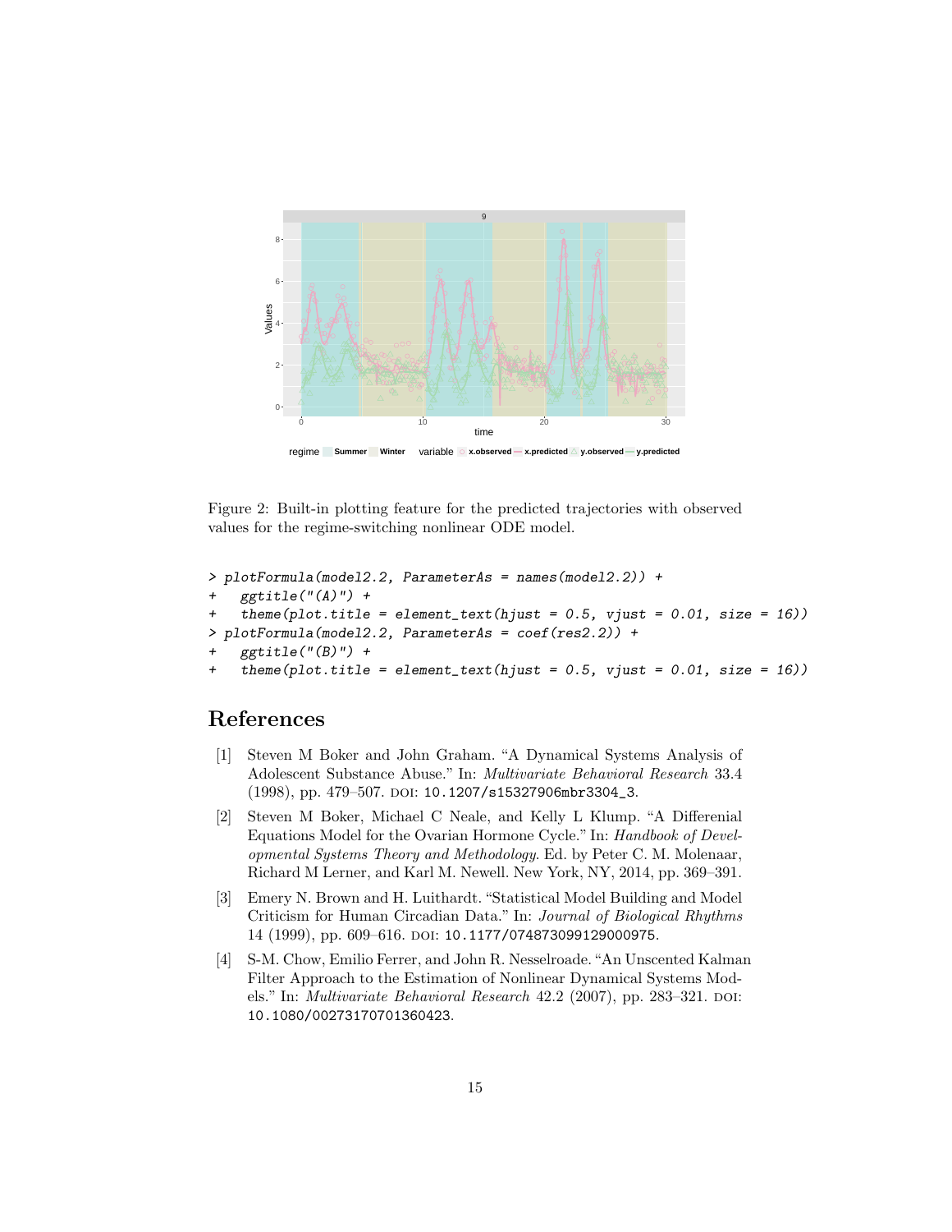Figure 2: Built-in plotting feature for the predicted trajectories with observed values for the regime-switching nonlinear ODE model.

```
> plotFormula(model2.2, ParameterAs = names(model2.2)) +
+   ggtitle("(A)") +
+   theme(plot.title = element_text(hjust = 0.5, vjust = 0.01, size = 16))
> plotFormula(model2.2, ParameterAs = coef(res2.2)) +
+   ggtitle("(B)") +
+   theme(plot.title = element_text(hjust = 0.5, vjust = 0.01, size = 16))
```

## References

[1] Steven M Boker and John Graham. "A Dynamical Systems Analysis of Adolescent Substance Abuse." In: *Multivariate Behavioral Research* 33.4 (1998), pp. 479–507. DOI: 10.1207/s15327906mbr3304_3.

[2] Steven M Boker, Michael C Neale, and Kelly L Klump. "A Differenial Equations Model for the Ovarian Hormone Cycle." In: *Handbook of Developmental Systems Theory and Methodology*. Ed. by Peter C. M. Molenaar, Richard M Lerner, and Karl M. Newell. New York, NY, 2014, pp. 369–391.

[3] Emery N. Brown and H. Luithardt. "Statistical Model Building and Model Criticism for Human Circadian Data." In: *Journal of Biological Rhythms* 14 (1999), pp. 609–616. DOI: 10.1177/074873099129000975.

[4] S-M. Chow, Emilio Ferrer, and John R. Nesselroade. "An Unscented Kalman Filter Approach to the Estimation of Nonlinear Dynamical Systems Models." In: *Multivariate Behavioral Research* 42.2 (2007), pp. 283–321. DOI: 10.1080/00273170701360423.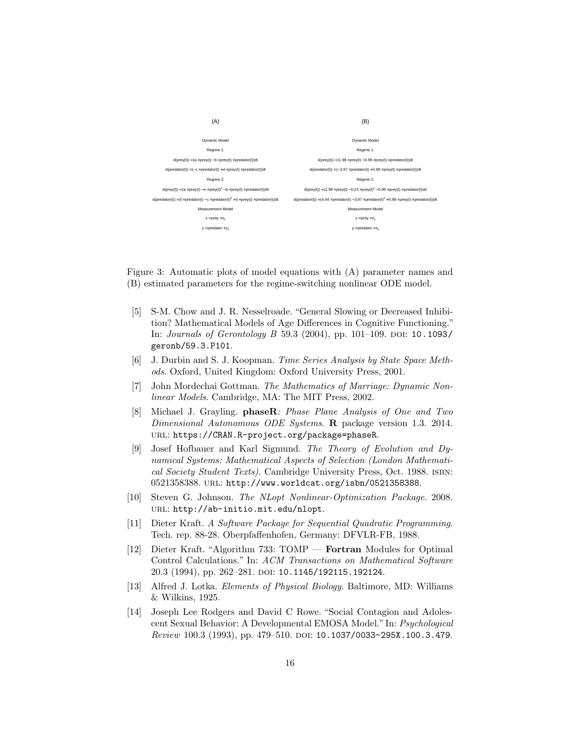(A)

Dynamic Model

Regime 1:

d(prey(t)) =(a ×prey(t) −b ×prey(t) ×predator(t))dt

d(predator(t)) =(−c ×predator(t) +d ×prey(t) ×predator(t))dt

Regime 2:

d(prey(t)) =(a ×prey(t) −e ×prey(t)$^2$ −b ×prey(t) ×predator(t))dt

d(predator(t)) =(f ×predator(t) −c ×predator(t)$^2$ +d ×prey(t) ×predator(t))dt

Measurement Model

x =prey +$\epsilon_1$

y =predator +$\epsilon_2$

(B)

Dynamic Model

Regime 1:

d(prey(t)) =(1.98 ×prey(t) −0.99 ×prey(t) ×predator(t))dt

d(predator(t)) =(−3.97 ×predator(t) +0.99 ×prey(t) ×predator(t))dt

Regime 2:

d(prey(t)) =(1.98 ×prey(t) −0.23 ×prey(t)$^2$ −0.99 ×prey(t) ×predator(t))dt

d(predator(t)) =(4.94 ×predator(t) −3.97 ×predator(t)$^2$ +0.99 ×prey(t) ×predator(t))dt

Measurement Model

x =prey +$\epsilon_1$

y =predator +$\epsilon_2$

Figure 3: Automatic plots of model equations with (A) parameter names and (B) estimated parameters for the regime-switching nonlinear ODE model.

[5] S-M. Chow and J. R. Nesselroade. "General Slowing or Decreased Inhibition? Mathematical Models of Age Differences in Cognitive Functioning." In: *Journals of Gerontology B* 59.3 (2004), pp. 101–109. DOI: 10.1093/geronb/59.3.P101.

[6] J. Durbin and S. J. Koopman. *Time Series Analysis by State Space Methods*. Oxford, United Kingdom: Oxford University Press, 2001.

[7] John Mordechai Gottman. *The Mathematics of Marriage: Dynamic Nonlinear Models*. Cambridge, MA: The MIT Press, 2002.

[8] Michael J. Grayling. **phaseR***: Phase Plane Analysis of One and Two Dimensional Autonomous ODE Systems*. **R** package version 1.3. 2014. URL: https://CRAN.R-project.org/package=phaseR.

[9] Josef Hofbauer and Karl Sigmund. *The Theory of Evolution and Dynamical Systems: Mathematical Aspects of Selection (London Mathematical Society Student Texts)*. Cambridge University Press, Oct. 1988. ISBN: 0521358388. URL: http://www.worldcat.org/isbn/0521358388.

[10] Steven G. Johnson. *The NLopt Nonlinear-Optimization Package*. 2008. URL: http://ab-initio.mit.edu/nlopt.

[11] Dieter Kraft. *A Software Package for Sequential Quadratic Programming*. Tech. rep. 88-28. Oberpfaffenhofen, Germany: DFVLR-FB, 1988.

[12] Dieter Kraft. "Algorithm 733: TOMP — **Fortran** Modules for Optimal Control Calculations." In: *ACM Transactions on Mathematical Software* 20.3 (1994), pp. 262–281. DOI: 10.1145/192115.192124.

[13] Alfred J. Lotka. *Elements of Physical Biology*. Baltimore, MD: Williams & Wilkins, 1925.

[14] Joseph Lee Rodgers and David C Rowe. "Social Contagion and Adolescent Sexual Behavior: A Developmental EMOSA Model." In: *Psychological Review* 100.3 (1993), pp. 479–510. DOI: 10.1037/0033-295X.100.3.479.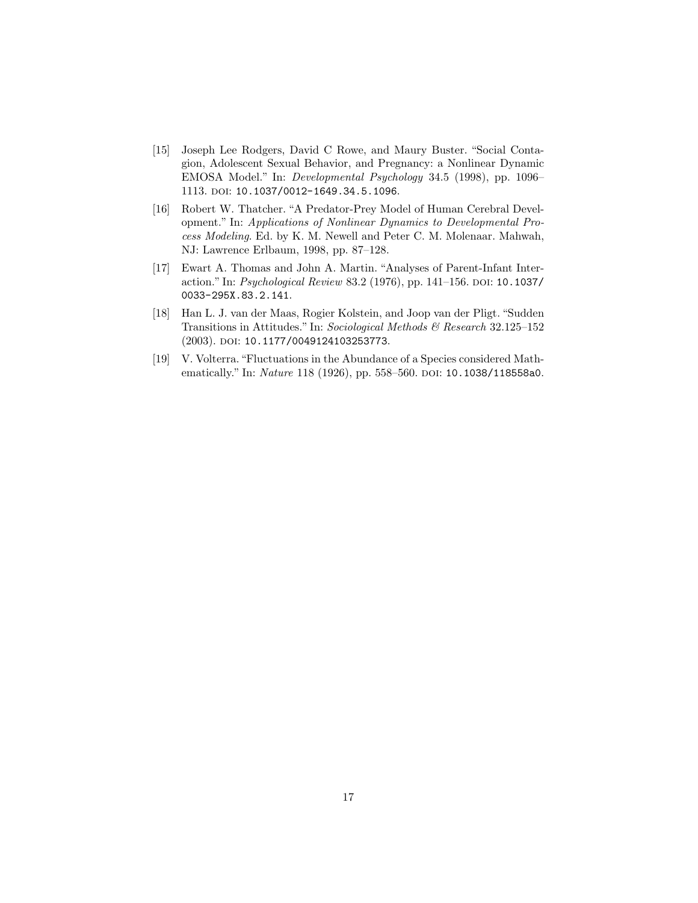[15] Joseph Lee Rodgers, David C Rowe, and Maury Buster. "Social Contagion, Adolescent Sexual Behavior, and Pregnancy: a Nonlinear Dynamic EMOSA Model." In: *Developmental Psychology* 34.5 (1998), pp. 1096–1113. DOI: 10.1037/0012-1649.34.5.1096.

[16] Robert W. Thatcher. "A Predator-Prey Model of Human Cerebral Development." In: *Applications of Nonlinear Dynamics to Developmental Process Modeling*. Ed. by K. M. Newell and Peter C. M. Molenaar. Mahwah, NJ: Lawrence Erlbaum, 1998, pp. 87–128.

[17] Ewart A. Thomas and John A. Martin. "Analyses of Parent-Infant Interaction." In: *Psychological Review* 83.2 (1976), pp. 141–156. DOI: 10.1037/0033-295X.83.2.141.

[18] Han L. J. van der Maas, Rogier Kolstein, and Joop van der Pligt. "Sudden Transitions in Attitudes." In: *Sociological Methods & Research* 32.125–152 (2003). DOI: 10.1177/0049124103253773.

[19] V. Volterra. "Fluctuations in the Abundance of a Species considered Mathematically." In: *Nature* 118 (1926), pp. 558–560. DOI: 10.1038/118558a0.